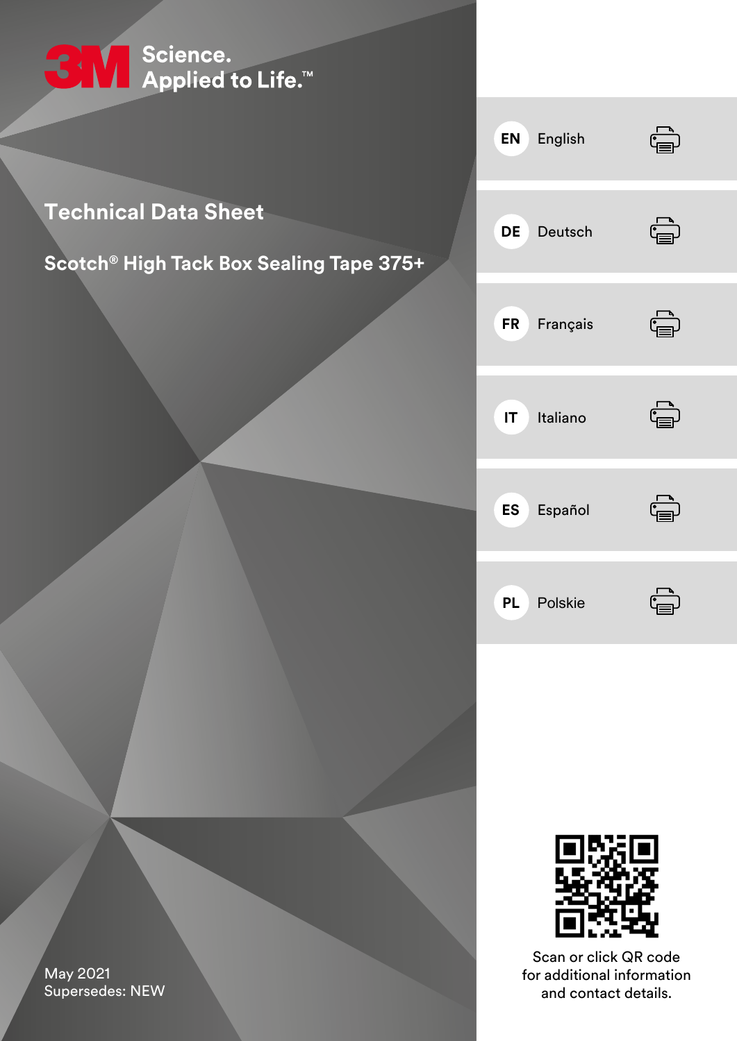3M Science. Applied to Life.™

# Technical Data Sheet

## Scotch® High Tack Box Sealing Tape 375+

May 2021
Supersedes: NEW

- EN English
- DE Deutsch
- FR Français
- IT Italiano
- ES Español
- PL Polskie

Scan or click QR code for additional information and contact details.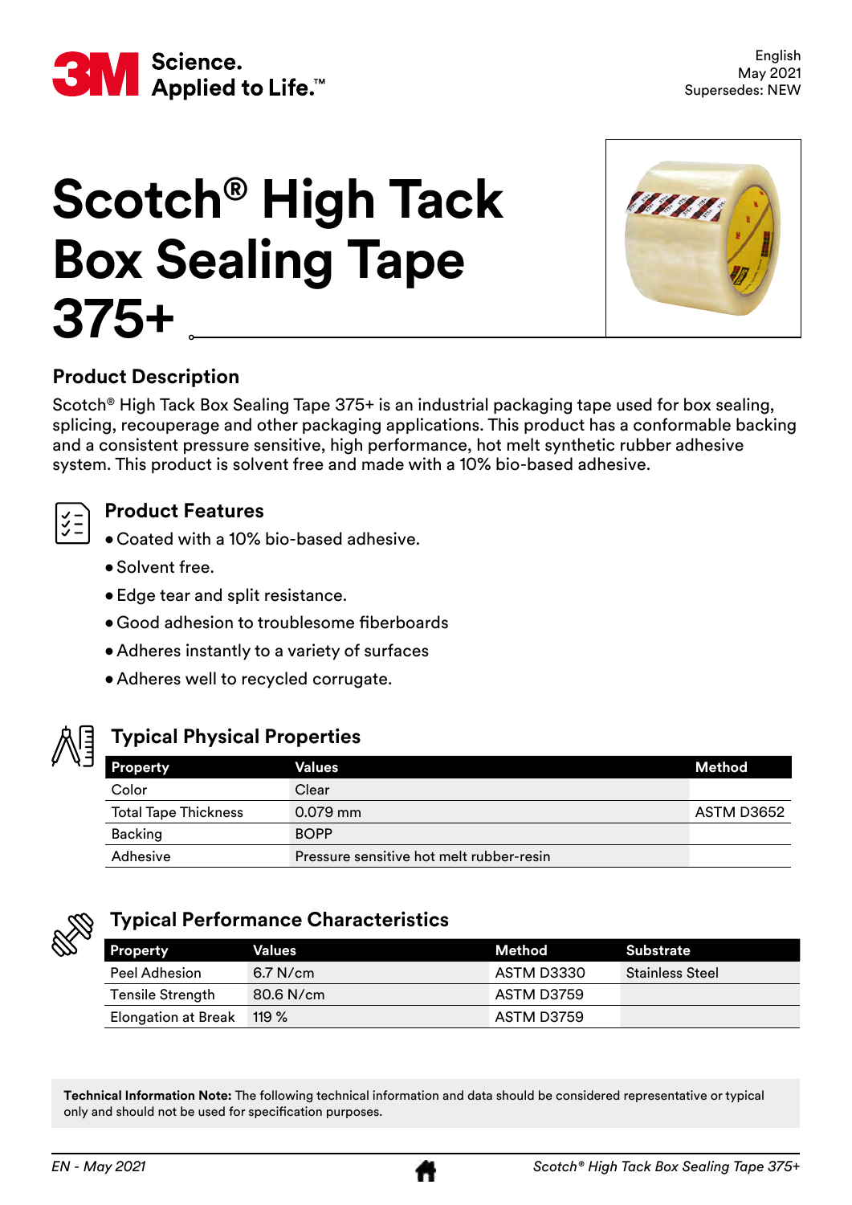English
May 2021
Supersedes: NEW

# Scotch® High Tack Box Sealing Tape 375+

## Product Description

Scotch® High Tack Box Sealing Tape 375+ is an industrial packaging tape used for box sealing, splicing, recouperage and other packaging applications. This product has a conformable backing and a consistent pressure sensitive, high performance, hot melt synthetic rubber adhesive system. This product is solvent free and made with a 10% bio-based adhesive.

## Product Features

- Coated with a 10% bio-based adhesive.
- Solvent free.
- Edge tear and split resistance.
- Good adhesion to troublesome fiberboards
- Adheres instantly to a variety of surfaces
- Adheres well to recycled corrugate.

## Typical Physical Properties

| Property | Values | Method |
|---|---|---|
| Color | Clear | |
| Total Tape Thickness | 0.079 mm | ASTM D3652 |
| Backing | BOPP | |
| Adhesive | Pressure sensitive hot melt rubber-resin | |

## Typical Performance Characteristics

| Property | Values | Method | Substrate |
|---|---|---|---|
| Peel Adhesion | 6.7 N/cm | ASTM D3330 | Stainless Steel |
| Tensile Strength | 80.6 N/cm | ASTM D3759 | |
| Elongation at Break | 119 % | ASTM D3759 | |

**Technical Information Note:** The following technical information and data should be considered representative or typical only and should not be used for specification purposes.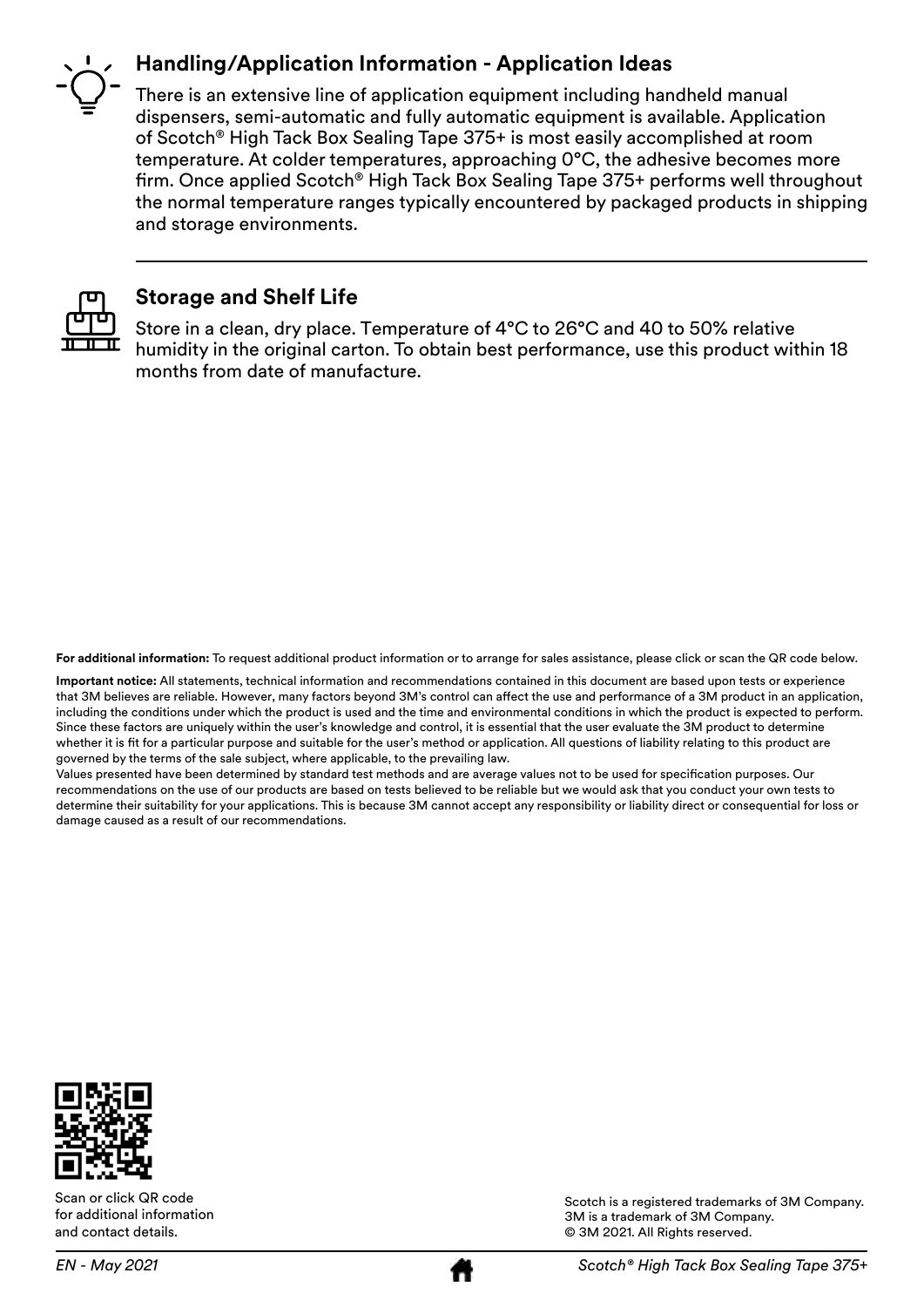## Handling/Application Information - Application Ideas

There is an extensive line of application equipment including handheld manual dispensers, semi-automatic and fully automatic equipment is available. Application of Scotch® High Tack Box Sealing Tape 375+ is most easily accomplished at room temperature. At colder temperatures, approaching 0°C, the adhesive becomes more firm. Once applied Scotch® High Tack Box Sealing Tape 375+ performs well throughout the normal temperature ranges typically encountered by packaged products in shipping and storage environments.

## Storage and Shelf Life

Store in a clean, dry place. Temperature of 4°C to 26°C and 40 to 50% relative humidity in the original carton. To obtain best performance, use this product within 18 months from date of manufacture.

**For additional information:** To request additional product information or to arrange for sales assistance, please click or scan the QR code below.

**Important notice:** All statements, technical information and recommendations contained in this document are based upon tests or experience that 3M believes are reliable. However, many factors beyond 3M's control can affect the use and performance of a 3M product in an application, including the conditions under which the product is used and the time and environmental conditions in which the product is expected to perform. Since these factors are uniquely within the user's knowledge and control, it is essential that the user evaluate the 3M product to determine whether it is fit for a particular purpose and suitable for the user's method or application. All questions of liability relating to this product are governed by the terms of the sale subject, where applicable, to the prevailing law.

Values presented have been determined by standard test methods and are average values not to be used for specification purposes. Our recommendations on the use of our products are based on tests believed to be reliable but we would ask that you conduct your own tests to determine their suitability for your applications. This is because 3M cannot accept any responsibility or liability direct or consequential for loss or damage caused as a result of our recommendations.

Scan or click QR code for additional information and contact details.

Scotch is a registered trademarks of 3M Company.
3M is a trademark of 3M Company.
© 3M 2021. All Rights reserved.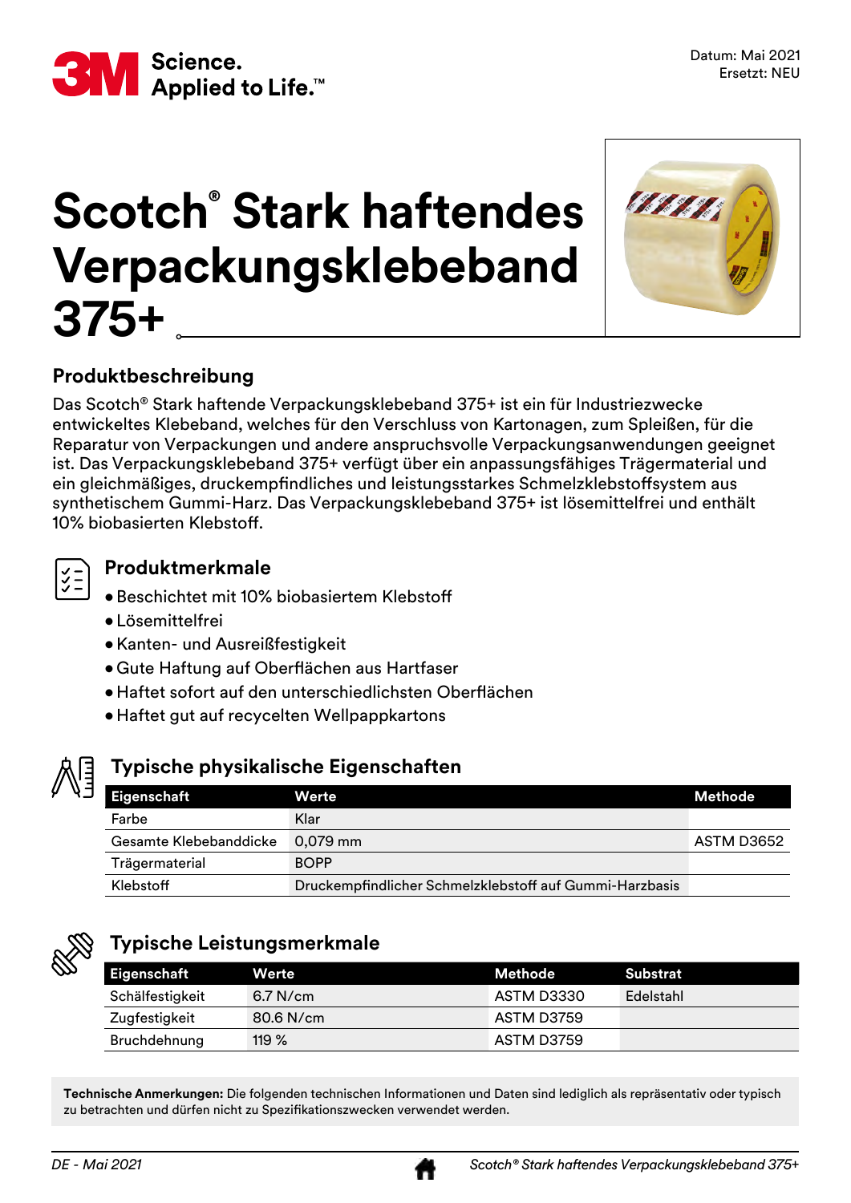Datum: Mai 2021
Ersetzt: NEU

# Scotch® Stark haftendes Verpackungsklebeband 375+

## Produktbeschreibung

Das Scotch® Stark haftende Verpackungsklebeband 375+ ist ein für Industriezwecke entwickeltes Klebeband, welches für den Verschluss von Kartonagen, zum Spleißen, für die Reparatur von Verpackungen und andere anspruchsvolle Verpackungsanwendungen geeignet ist. Das Verpackungsklebeband 375+ verfügt über ein anpassungsfähiges Trägermaterial und ein gleichmäßiges, druckempfindliches und leistungsstarkes Schmelzklebstoffsystem aus synthetischem Gummi-Harz. Das Verpackungsklebeband 375+ ist lösemittelfrei und enthält 10% biobasierten Klebstoff.

## Produktmerkmale

- Beschichtet mit 10% biobasiertem Klebstoff
- Lösemittelfrei
- Kanten- und Ausreißfestigkeit
- Gute Haftung auf Oberflächen aus Hartfaser
- Haftet sofort auf den unterschiedlichsten Oberflächen
- Haftet gut auf recycelten Wellpappkartons

## Typische physikalische Eigenschaften

| Eigenschaft | Werte | Methode |
|---|---|---|
| Farbe | Klar | |
| Gesamte Klebebanddicke | 0,079 mm | ASTM D3652 |
| Trägermaterial | BOPP | |
| Klebstoff | Druckempfindlicher Schmelzklebstoff auf Gummi-Harzbasis | |

## Typische Leistungsmerkmale

| Eigenschaft | Werte | Methode | Substrat |
|---|---|---|---|
| Schälfestigkeit | 6.7 N/cm | ASTM D3330 | Edelstahl |
| Zugfestigkeit | 80.6 N/cm | ASTM D3759 | |
| Bruchdehnung | 119 % | ASTM D3759 | |

**Technische Anmerkungen:** Die folgenden technischen Informationen und Daten sind lediglich als repräsentativ oder typisch zu betrachten und dürfen nicht zu Spezifikationszwecken verwendet werden.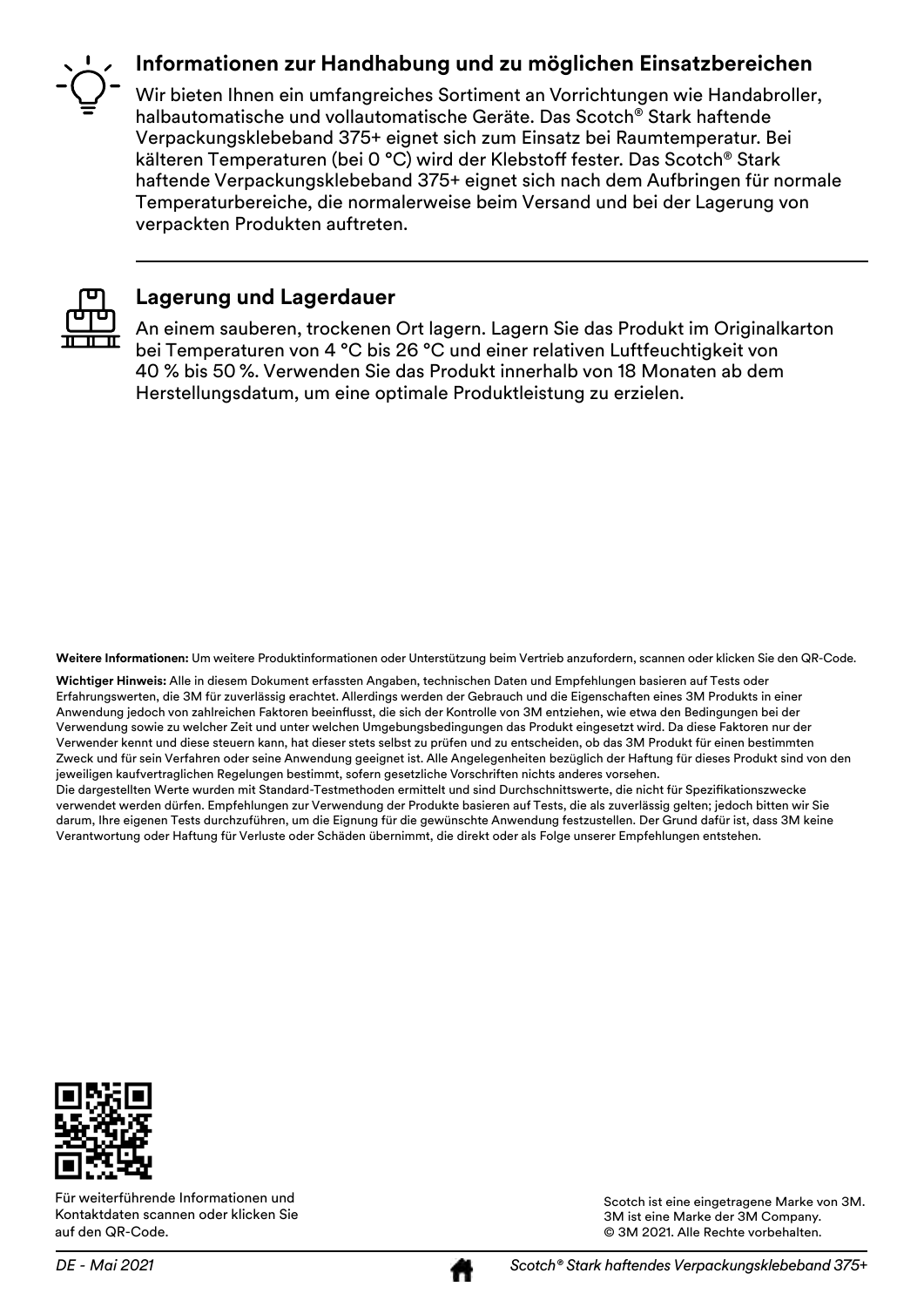## Informationen zur Handhabung und zu möglichen Einsatzbereichen

Wir bieten Ihnen ein umfangreiches Sortiment an Vorrichtungen wie Handabroller, halbautomatische und vollautomatische Geräte. Das Scotch® Stark haftende Verpackungsklebeband 375+ eignet sich zum Einsatz bei Raumtemperatur. Bei kälteren Temperaturen (bei 0 °C) wird der Klebstoff fester. Das Scotch® Stark haftende Verpackungsklebeband 375+ eignet sich nach dem Aufbringen für normale Temperaturbereiche, die normalerweise beim Versand und bei der Lagerung von verpackten Produkten auftreten.

## Lagerung und Lagerdauer

An einem sauberen, trockenen Ort lagern. Lagern Sie das Produkt im Originalkarton bei Temperaturen von 4 °C bis 26 °C und einer relativen Luftfeuchtigkeit von 40 % bis 50 %. Verwenden Sie das Produkt innerhalb von 18 Monaten ab dem Herstellungsdatum, um eine optimale Produktleistung zu erzielen.

**Weitere Informationen:** Um weitere Produktinformationen oder Unterstützung beim Vertrieb anzufordern, scannen oder klicken Sie den QR-Code.

**Wichtiger Hinweis:** Alle in diesem Dokument erfassten Angaben, technischen Daten und Empfehlungen basieren auf Tests oder Erfahrungswerten, die 3M für zuverlässig erachtet. Allerdings werden der Gebrauch und die Eigenschaften eines 3M Produkts in einer Anwendung jedoch von zahlreichen Faktoren beeinflusst, die sich der Kontrolle von 3M entziehen, wie etwa den Bedingungen bei der Verwendung sowie zu welcher Zeit und unter welchen Umgebungsbedingungen das Produkt eingesetzt wird. Da diese Faktoren nur der Verwender kennt und diese steuern kann, hat dieser stets selbst zu prüfen und zu entscheiden, ob das 3M Produkt für einen bestimmten Zweck und für sein Verfahren oder seine Anwendung geeignet ist. Alle Angelegenheiten bezüglich der Haftung für dieses Produkt sind von den jeweiligen kaufvertraglichen Regelungen bestimmt, sofern gesetzliche Vorschriften nichts anderes vorsehen.
Die dargestellten Werte wurden mit Standard-Testmethoden ermittelt und sind Durchschnittswerte, die nicht für Spezifikationszwecke verwendet werden dürfen. Empfehlungen zur Verwendung der Produkte basieren auf Tests, die als zuverlässig gelten; jedoch bitten wir Sie darum, Ihre eigenen Tests durchzuführen, um die Eignung für die gewünschte Anwendung festzustellen. Der Grund dafür ist, dass 3M keine Verantwortung oder Haftung für Verluste oder Schäden übernimmt, die direkt oder als Folge unserer Empfehlungen entstehen.

Für weiterführende Informationen und Kontaktdaten scannen oder klicken Sie auf den QR-Code.

Scotch ist eine eingetragene Marke von 3M.
3M ist eine Marke der 3M Company.
© 3M 2021. Alle Rechte vorbehalten.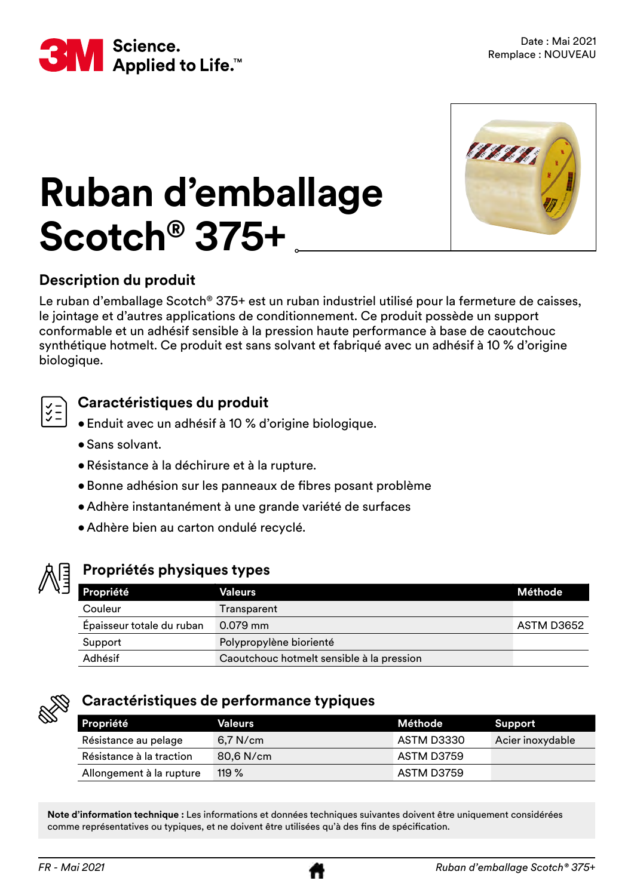Date : Mai 2021
Remplace : NOUVEAU

# Ruban d'emballage Scotch® 375+

## Description du produit

Le ruban d'emballage Scotch® 375+ est un ruban industriel utilisé pour la fermeture de caisses, le jointage et d'autres applications de conditionnement. Ce produit possède un support conformable et un adhésif sensible à la pression haute performance à base de caoutchouc synthétique hotmelt. Ce produit est sans solvant et fabriqué avec un adhésif à 10 % d'origine biologique.

## Caractéristiques du produit

- Enduit avec un adhésif à 10 % d'origine biologique.
- Sans solvant.
- Résistance à la déchirure et à la rupture.
- Bonne adhésion sur les panneaux de fibres posant problème
- Adhère instantanément à une grande variété de surfaces
- Adhère bien au carton ondulé recyclé.

## Propriétés physiques types

| Propriété | Valeurs | Méthode |
| --- | --- | --- |
| Couleur | Transparent | |
| Épaisseur totale du ruban | 0.079 mm | ASTM D3652 |
| Support | Polypropylène biorienté | |
| Adhésif | Caoutchouc hotmelt sensible à la pression | |

## Caractéristiques de performance typiques

| Propriété | Valeurs | Méthode | Support |
| --- | --- | --- | --- |
| Résistance au pelage | 6,7 N/cm | ASTM D3330 | Acier inoxydable |
| Résistance à la traction | 80,6 N/cm | ASTM D3759 | |
| Allongement à la rupture | 119 % | ASTM D3759 | |

**Note d'information technique :** Les informations et données techniques suivantes doivent être uniquement considérées comme représentatives ou typiques, et ne doivent être utilisées qu'à des fins de spécification.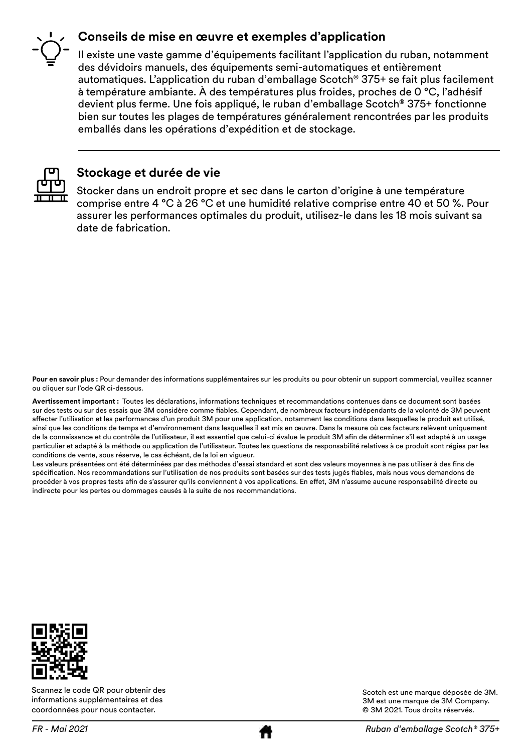## Conseils de mise en œuvre et exemples d'application

Il existe une vaste gamme d'équipements facilitant l'application du ruban, notamment des dévidoirs manuels, des équipements semi-automatiques et entièrement automatiques. L'application du ruban d'emballage Scotch® 375+ se fait plus facilement à température ambiante. À des températures plus froides, proches de 0 °C, l'adhésif devient plus ferme. Une fois appliqué, le ruban d'emballage Scotch® 375+ fonctionne bien sur toutes les plages de températures généralement rencontrées par les produits emballés dans les opérations d'expédition et de stockage.

## Stockage et durée de vie

Stocker dans un endroit propre et sec dans le carton d'origine à une température comprise entre 4 °C à 26 °C et une humidité relative comprise entre 40 et 50 %. Pour assurer les performances optimales du produit, utilisez-le dans les 18 mois suivant sa date de fabrication.

**Pour en savoir plus :** Pour demander des informations supplémentaires sur les produits ou pour obtenir un support commercial, veuillez scanner ou cliquer sur l'ode QR ci-dessous.

**Avertissement important :** Toutes les déclarations, informations techniques et recommandations contenues dans ce document sont basées sur des tests ou sur des essais que 3M considère comme fiables. Cependant, de nombreux facteurs indépendants de la volonté de 3M peuvent affecter l'utilisation et les performances d'un produit 3M pour une application, notamment les conditions dans lesquelles le produit est utilisé, ainsi que les conditions de temps et d'environnement dans lesquelles il est mis en œuvre. Dans la mesure où ces facteurs relèvent uniquement de la connaissance et du contrôle de l'utilisateur, il est essentiel que celui-ci évalue le produit 3M afin de déterminer s'il est adapté à un usage particulier et adapté à la méthode ou application de l'utilisateur. Toutes les questions de responsabilité relatives à ce produit sont régies par les conditions de vente, sous réserve, le cas échéant, de la loi en vigueur.
Les valeurs présentées ont été déterminées par des méthodes d'essai standard et sont des valeurs moyennes à ne pas utiliser à des fins de spécification. Nos recommandations sur l'utilisation de nos produits sont basées sur des tests jugés fiables, mais nous vous demandons de procéder à vos propres tests afin de s'assurer qu'ils conviennent à vos applications. En effet, 3M n'assume aucune responsabilité directe ou indirecte pour les pertes ou dommages causés à la suite de nos recommandations.

Scannez le code QR pour obtenir des informations supplémentaires et des coordonnées pour nous contacter.

Scotch est une marque déposée de 3M.
3M est une marque de 3M Company.
© 3M 2021. Tous droits réservés.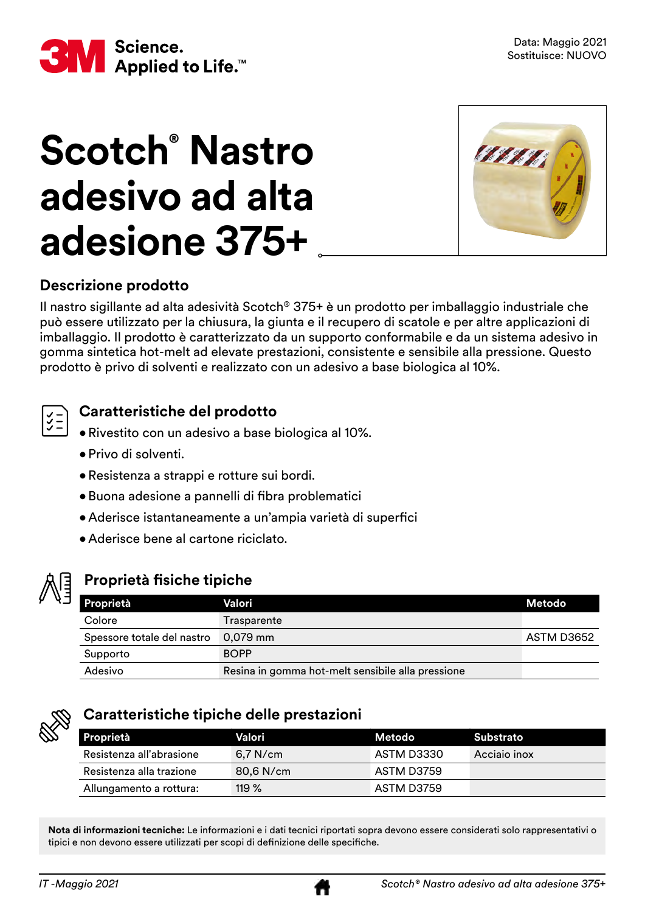Data: Maggio 2021
Sostituisce: NUOVO

# Scotch® Nastro adesivo ad alta adesione 375+

## Descrizione prodotto

Il nastro sigillante ad alta adesività Scotch® 375+ è un prodotto per imballaggio industriale che può essere utilizzato per la chiusura, la giunta e il recupero di scatole e per altre applicazioni di imballaggio. Il prodotto è caratterizzato da un supporto conformabile e da un sistema adesivo in gomma sintetica hot-melt ad elevate prestazioni, consistente e sensibile alla pressione. Questo prodotto è privo di solventi e realizzato con un adesivo a base biologica al 10%.

## Caratteristiche del prodotto

- Rivestito con un adesivo a base biologica al 10%.
- Privo di solventi.
- Resistenza a strappi e rotture sui bordi.
- Buona adesione a pannelli di fibra problematici
- Aderisce istantaneamente a un'ampia varietà di superfici
- Aderisce bene al cartone riciclato.

## Proprietà fisiche tipiche

| Proprietà | Valori | Metodo |
|---|---|---|
| Colore | Trasparente | |
| Spessore totale del nastro | 0,079 mm | ASTM D3652 |
| Supporto | BOPP | |
| Adesivo | Resina in gomma hot-melt sensibile alla pressione | |

## Caratteristiche tipiche delle prestazioni

| Proprietà | Valori | Metodo | Substrato |
|---|---|---|---|
| Resistenza all'abrasione | 6,7 N/cm | ASTM D3330 | Acciaio inox |
| Resistenza alla trazione | 80,6 N/cm | ASTM D3759 | |
| Allungamento a rottura: | 119 % | ASTM D3759 | |

**Nota di informazioni tecniche:** Le informazioni e i dati tecnici riportati sopra devono essere considerati solo rappresentativi o tipici e non devono essere utilizzati per scopi di definizione delle specifiche.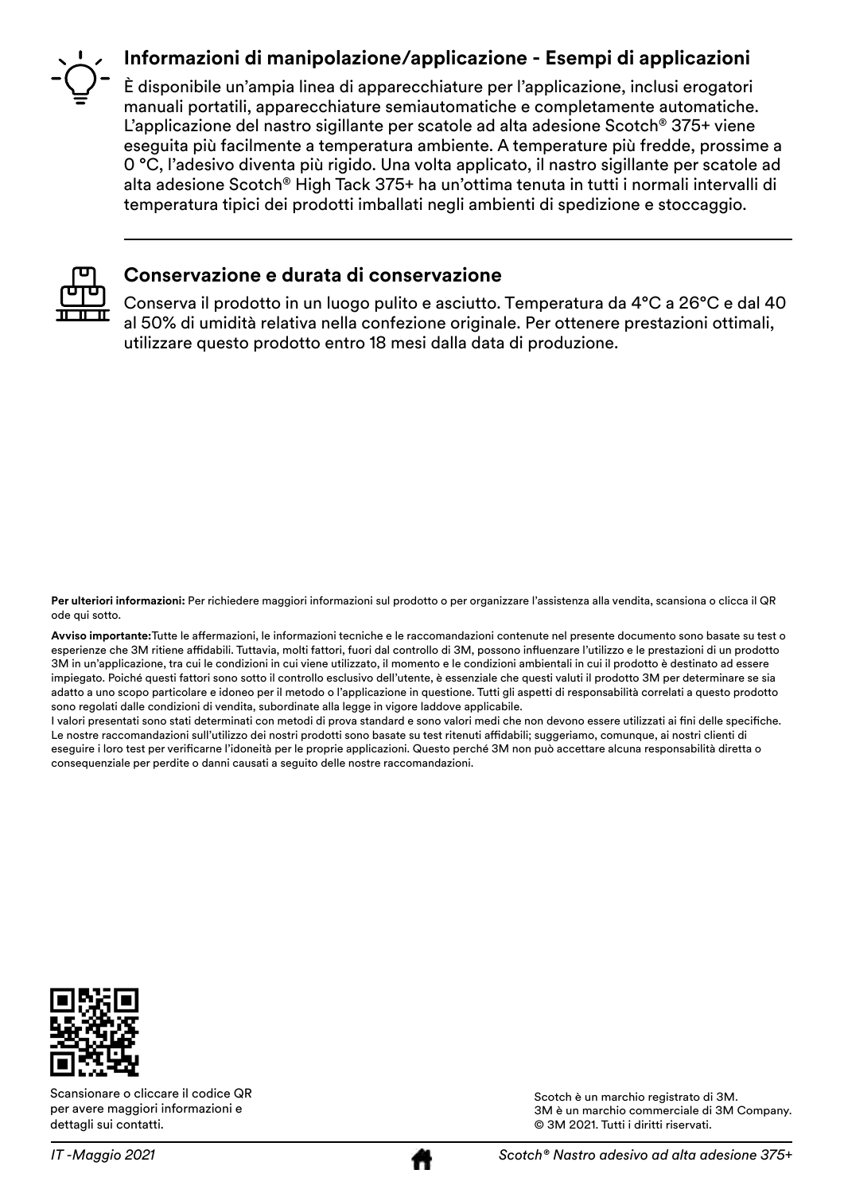## Informazioni di manipolazione/applicazione - Esempi di applicazioni

È disponibile un'ampia linea di apparecchiature per l'applicazione, inclusi erogatori manuali portatili, apparecchiature semiautomatiche e completamente automatiche. L'applicazione del nastro sigillante per scatole ad alta adesione Scotch® 375+ viene eseguita più facilmente a temperatura ambiente. A temperature più fredde, prossime a 0 °C, l'adesivo diventa più rigido. Una volta applicato, il nastro sigillante per scatole ad alta adesione Scotch® High Tack 375+ ha un'ottima tenuta in tutti i normali intervalli di temperatura tipici dei prodotti imballati negli ambienti di spedizione e stoccaggio.

---

## Conservazione e durata di conservazione

Conserva il prodotto in un luogo pulito e asciutto. Temperatura da 4°C a 26°C e dal 40 al 50% di umidità relativa nella confezione originale. Per ottenere prestazioni ottimali, utilizzare questo prodotto entro 18 mesi dalla data di produzione.

**Per ulteriori informazioni:** Per richiedere maggiori informazioni sul prodotto o per organizzare l'assistenza alla vendita, scansiona o clicca il QR ode qui sotto.

**Avviso importante:**Tutte le affermazioni, le informazioni tecniche e le raccomandazioni contenute nel presente documento sono basate su test o esperienze che 3M ritiene affidabili. Tuttavia, molti fattori, fuori dal controllo di 3M, possono influenzare l'utilizzo e le prestazioni di un prodotto 3M in un'applicazione, tra cui le condizioni in cui viene utilizzato, il momento e le condizioni ambientali in cui il prodotto è destinato ad essere impiegato. Poiché questi fattori sono sotto il controllo esclusivo dell'utente, è essenziale che questi valuti il prodotto 3M per determinare se sia adatto a uno scopo particolare e idoneo per il metodo o l'applicazione in questione. Tutti gli aspetti di responsabilità correlati a questo prodotto sono regolati dalle condizioni di vendita, subordinate alla legge in vigore laddove applicabile.
I valori presentati sono stati determinati con metodi di prova standard e sono valori medi che non devono essere utilizzati ai fini delle specifiche. Le nostre raccomandazioni sull'utilizzo dei nostri prodotti sono basate su test ritenuti affidabili; suggeriamo, comunque, ai nostri clienti di eseguire i loro test per verificarne l'idoneità per le proprie applicazioni. Questo perché 3M non può accettare alcuna responsabilità diretta o consequenziale per perdite o danni causati a seguito delle nostre raccomandazioni.

Scansionare o cliccare il codice QR per avere maggiori informazioni e dettagli sui contatti.

Scotch è un marchio registrato di 3M.
3M è un marchio commerciale di 3M Company.
© 3M 2021. Tutti i diritti riservati.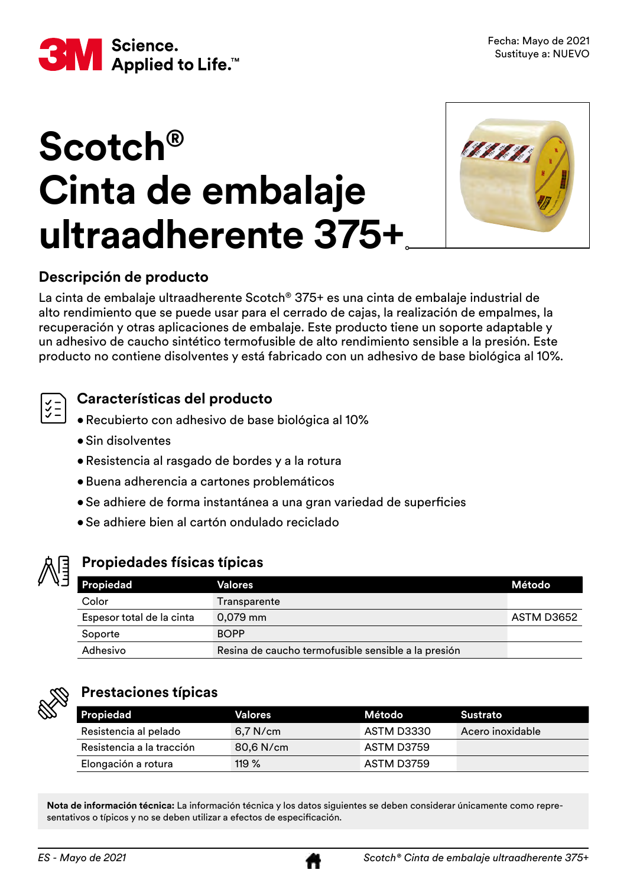Fecha: Mayo de 2021
Sustituye a: NUEVO

# Scotch® Cinta de embalaje ultraadherente 375+

## Descripción de producto

La cinta de embalaje ultraadherente Scotch® 375+ es una cinta de embalaje industrial de alto rendimiento que se puede usar para el cerrado de cajas, la realización de empalmes, la recuperación y otras aplicaciones de embalaje. Este producto tiene un soporte adaptable y un adhesivo de caucho sintético termofusible de alto rendimiento sensible a la presión. Este producto no contiene disolventes y está fabricado con un adhesivo de base biológica al 10%.

## Características del producto

- Recubierto con adhesivo de base biológica al 10%
- Sin disolventes
- Resistencia al rasgado de bordes y a la rotura
- Buena adherencia a cartones problemáticos
- Se adhiere de forma instantánea a una gran variedad de superficies
- Se adhiere bien al cartón ondulado reciclado

## Propiedades físicas típicas

| Propiedad | Valores | Método |
|---|---|---|
| Color | Transparente | |
| Espesor total de la cinta | 0,079 mm | ASTM D3652 |
| Soporte | BOPP | |
| Adhesivo | Resina de caucho termofusible sensible a la presión | |

## Prestaciones típicas

| Propiedad | Valores | Método | Sustrato |
|---|---|---|---|
| Resistencia al pelado | 6,7 N/cm | ASTM D3330 | Acero inoxidable |
| Resistencia a la tracción | 80,6 N/cm | ASTM D3759 | |
| Elongación a rotura | 119 % | ASTM D3759 | |

**Nota de información técnica:** La información técnica y los datos siguientes se deben considerar únicamente como representativos o típicos y no se deben utilizar a efectos de especificación.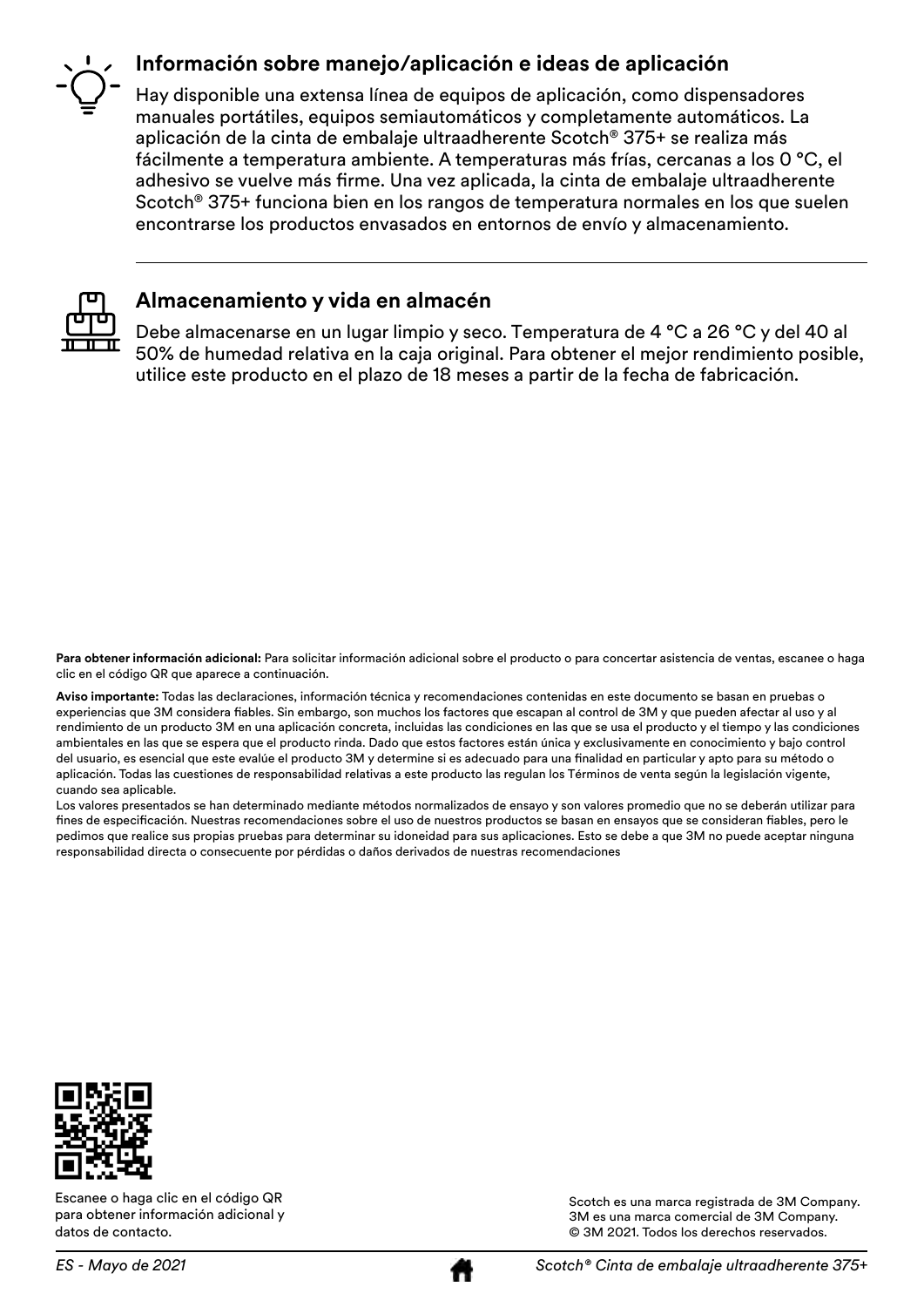## Información sobre manejo/aplicación e ideas de aplicación

Hay disponible una extensa línea de equipos de aplicación, como dispensadores manuales portátiles, equipos semiautomáticos y completamente automáticos. La aplicación de la cinta de embalaje ultraadherente Scotch® 375+ se realiza más fácilmente a temperatura ambiente. A temperaturas más frías, cercanas a los 0 °C, el adhesivo se vuelve más firme. Una vez aplicada, la cinta de embalaje ultraadherente Scotch® 375+ funciona bien en los rangos de temperatura normales en los que suelen encontrarse los productos envasados en entornos de envío y almacenamiento.

---

## Almacenamiento y vida en almacén

Debe almacenarse en un lugar limpio y seco. Temperatura de 4 °C a 26 °C y del 40 al 50% de humedad relativa en la caja original. Para obtener el mejor rendimiento posible, utilice este producto en el plazo de 18 meses a partir de la fecha de fabricación.

**Para obtener información adicional:** Para solicitar información adicional sobre el producto o para concertar asistencia de ventas, escanee o haga clic en el código QR que aparece a continuación.

**Aviso importante:** Todas las declaraciones, información técnica y recomendaciones contenidas en este documento se basan en pruebas o experiencias que 3M considera fiables. Sin embargo, son muchos los factores que escapan al control de 3M y que pueden afectar al uso y al rendimiento de un producto 3M en una aplicación concreta, incluidas las condiciones en las que se usa el producto y el tiempo y las condiciones ambientales en las que se espera que el producto rinda. Dado que estos factores están única y exclusivamente en conocimiento y bajo control del usuario, es esencial que este evalúe el producto 3M y determine si es adecuado para una finalidad en particular y apto para su método o aplicación. Todas las cuestiones de responsabilidad relativas a este producto las regulan los Términos de venta según la legislación vigente, cuando sea aplicable.
Los valores presentados se han determinado mediante métodos normalizados de ensayo y son valores promedio que no se deberán utilizar para fines de especificación. Nuestras recomendaciones sobre el uso de nuestros productos se basan en ensayos que se consideran fiables, pero le pedimos que realice sus propias pruebas para determinar su idoneidad para sus aplicaciones. Esto se debe a que 3M no puede aceptar ninguna responsabilidad directa o consecuente por pérdidas o daños derivados de nuestras recomendaciones

Escanee o haga clic en el código QR para obtener información adicional y datos de contacto.

Scotch es una marca registrada de 3M Company.
3M es una marca comercial de 3M Company.
© 3M 2021. Todos los derechos reservados.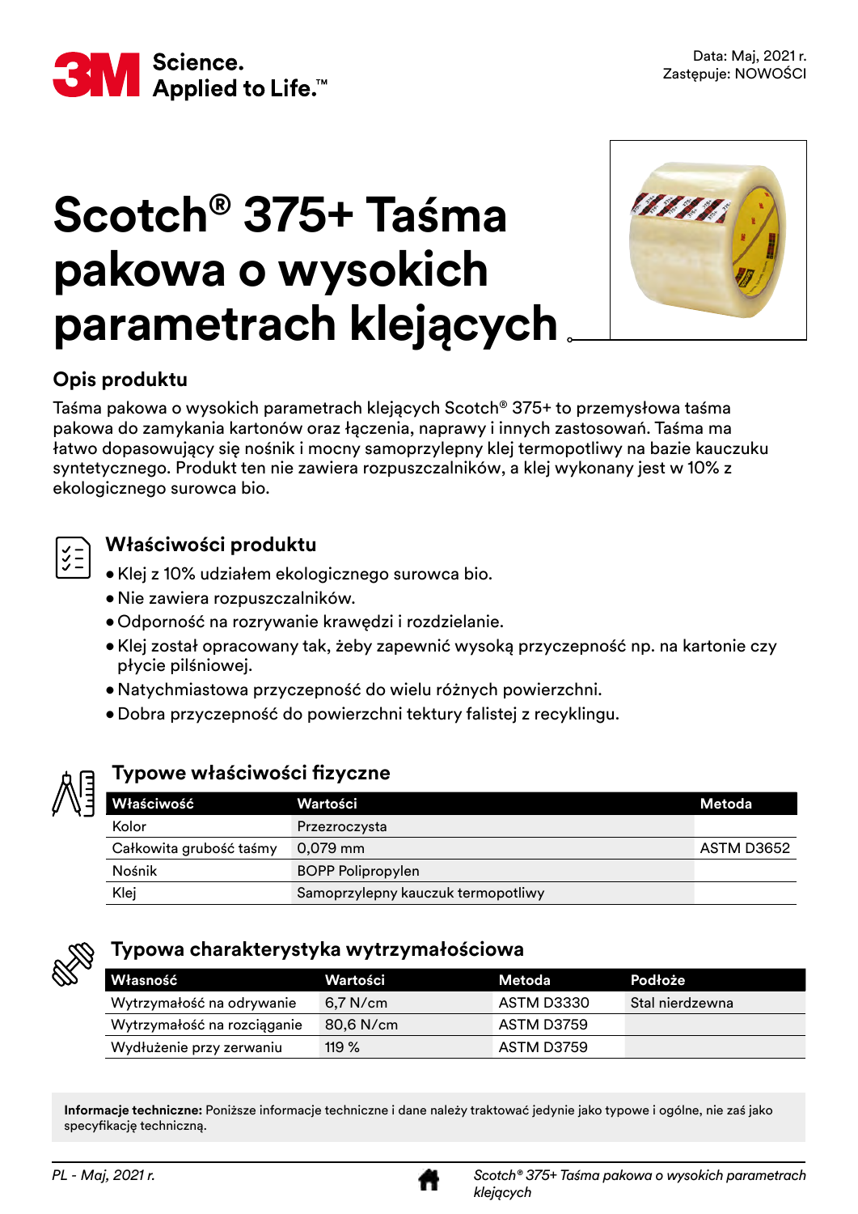Data: Maj, 2021 r.
Zastępuje: NOWOŚCI

# Scotch® 375+ Taśma pakowa o wysokich parametrach klejących

## Opis produktu

Taśma pakowa o wysokich parametrach klejących Scotch® 375+ to przemysłowa taśma pakowa do zamykania kartonów oraz łączenia, naprawy i innych zastosowań. Taśma ma łatwo dopasowujący się nośnik i mocny samoprzylepny klej termopotliwy na bazie kauczuku syntetycznego. Produkt ten nie zawiera rozpuszczalników, a klej wykonany jest w 10% z ekologicznego surowca bio.

## Właściwości produktu

- Klej z 10% udziałem ekologicznego surowca bio.
- Nie zawiera rozpuszczalników.
- Odporność na rozrywanie krawędzi i rozdzielanie.
- Klej został opracowany tak, żeby zapewnić wysoką przyczepność np. na kartonie czy płycie pilśniowej.
- Natychmiastowa przyczepność do wielu różnych powierzchni.
- Dobra przyczepność do powierzchni tektury falistej z recyklingu.

## Typowe właściwości fizyczne

| Właściwość | Wartości | Metoda |
|---|---|---|
| Kolor | Przezroczysta | |
| Całkowita grubość taśmy | 0,079 mm | ASTM D3652 |
| Nośnik | BOPP Polipropylen | |
| Klej | Samoprzylepny kauczuk termopotliwy | |

## Typowa charakterystyka wytrzymałościowa

| Własność | Wartości | Metoda | Podłoże |
|---|---|---|---|
| Wytrzymałość na odrywanie | 6,7 N/cm | ASTM D3330 | Stal nierdzewna |
| Wytrzymałość na rozciąganie | 80,6 N/cm | ASTM D3759 | |
| Wydłużenie przy zerwaniu | 119 % | ASTM D3759 | |

**Informacje techniczne:** Poniższe informacje techniczne i dane należy traktować jedynie jako typowe i ogólne, nie zaś jako specyfikację techniczną.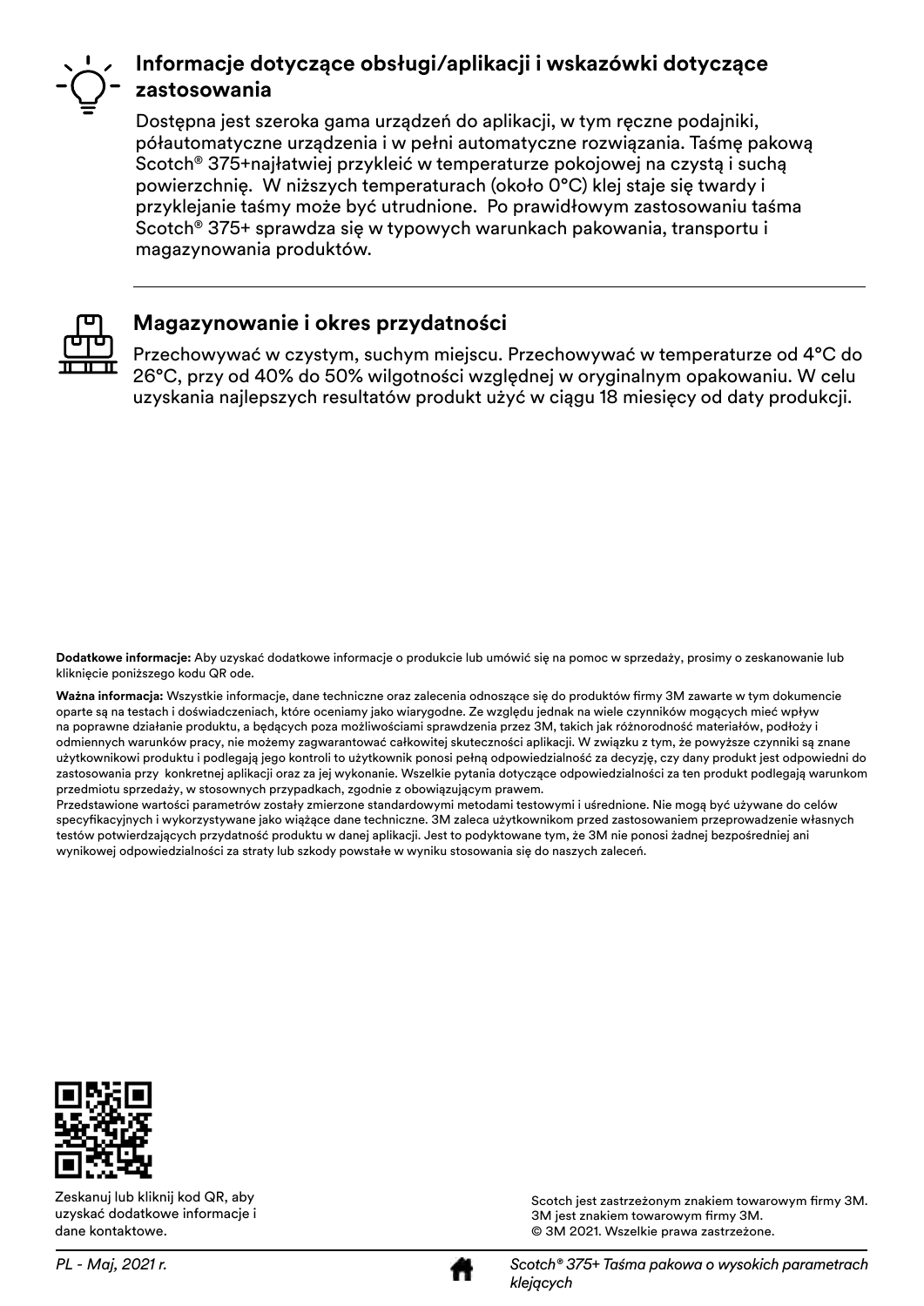## Informacje dotyczące obsługi/aplikacji i wskazówki dotyczące zastosowania

Dostępna jest szeroka gama urządzeń do aplikacji, w tym ręczne podajniki, półautomatyczne urządzenia i w pełni automatyczne rozwiązania. Taśmę pakową Scotch® 375+najłatwiej przykleić w temperaturze pokojowej na czystą i suchą powierzchnię. W niższych temperaturach (około 0°C) klej staje się twardy i przyklejanie taśmy może być utrudnione. Po prawidłowym zastosowaniu taśma Scotch® 375+ sprawdza się w typowych warunkach pakowania, transportu i magazynowania produktów.

---

## Magazynowanie i okres przydatności

Przechowywać w czystym, suchym miejscu. Przechowywać w temperaturze od 4°C do 26°C, przy od 40% do 50% wilgotności względnej w oryginalnym opakowaniu. W celu uzyskania najlepszych resultatów produkt użyć w ciągu 18 miesięcy od daty produkcji.

**Dodatkowe informacje:** Aby uzyskać dodatkowe informacje o produkcie lub umówić się na pomoc w sprzedaży, prosimy o zeskanowanie lub kliknięcie poniższego kodu QR ode.

**Ważna informacja:** Wszystkie informacje, dane techniczne oraz zalecenia odnoszące się do produktów firmy 3M zawarte w tym dokumencie oparte są na testach i doświadczeniach, które oceniamy jako wiarygodne. Ze względu jednak na wiele czynników mogących mieć wpływ na poprawne działanie produktu, a będących poza możliwościami sprawdzenia przez 3M, takich jak różnorodność materiałów, podłoży i odmiennych warunków pracy, nie możemy zagwarantować całkowitej skuteczności aplikacji. W związku z tym, że powyższe czynniki są znane użytkownikowi produktu i podlegają jego kontroli to użytkownik ponosi pełną odpowiedzialność za decyzję, czy dany produkt jest odpowiedni do zastosowania przy konkretnej aplikacji oraz za jej wykonanie. Wszelkie pytania dotyczące odpowiedzialności za ten produkt podlegają warunkom przedmiotu sprzedaży, w stosownych przypadkach, zgodnie z obowiązującym prawem.
Przedstawione wartości parametrów zostały zmierzone standardowymi metodami testowymi i uśrednione. Nie mogą być używane do celów specyfikacyjnych i wykorzystywane jako wiążące dane techniczne. 3M zaleca użytkownikom przed zastosowaniem przeprowadzenie własnych testów potwierdzających przydatność produktu w danej aplikacji. Jest to podyktowane tym, że 3M nie ponosi żadnej bezpośredniej ani wynikowej odpowiedzialności za straty lub szkody powstałe w wyniku stosowania się do naszych zaleceń.

Zeskanuj lub kliknij kod QR, aby uzyskać dodatkowe informacje i dane kontaktowe.

Scotch jest zastrzeżonym znakiem towarowym firmy 3M.
3M jest znakiem towarowym firmy 3M.
© 3M 2021. Wszelkie prawa zastrzeżone.